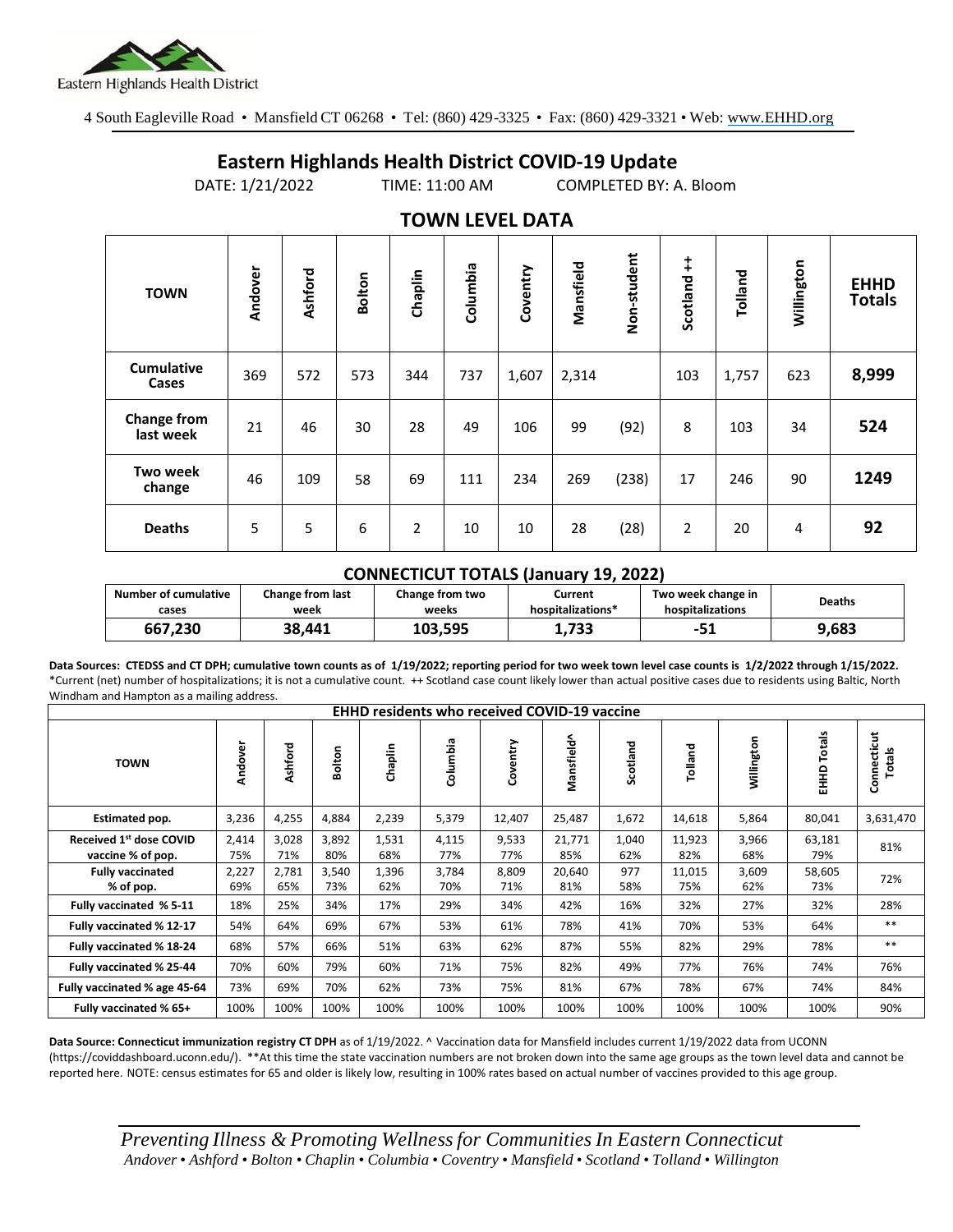Eastern Highlands Health District

4 South Eagleville Road • Mansfield CT 06268 • Tel: (860) 429-3325 • Fax: (860) 429-3321 • Web: www.EHHD.org

# Eastern Highlands Health District COVID-19 Update

DATE: 1/21/2022 TIME: 11:00 AM COMPLETED BY: A. Bloom

## TOWN LEVEL DATA

| TOWN | Andover | Ashford | Bolton | Chaplin | Columbia | Coventry | Mansfield | Non-student | Scotland ++ | Tolland | Willington | EHHD Totals |
|---|---|---|---|---|---|---|---|---|---|---|---|---|
| Cumulative Cases | 369 | 572 | 573 | 344 | 737 | 1,607 | 2,314 | | 103 | 1,757 | 623 | **8,999** |
| Change from last week | 21 | 46 | 30 | 28 | 49 | 106 | 99 | (92) | 8 | 103 | 34 | **524** |
| Two week change | 46 | 109 | 58 | 69 | 111 | 234 | 269 | (238) | 17 | 246 | 90 | **1249** |
| Deaths | 5 | 5 | 6 | 2 | 10 | 10 | 28 | (28) | 2 | 20 | 4 | **92** |

## CONNECTICUT TOTALS (January 19, 2022)

| Number of cumulative cases | Change from last week | Change from two weeks | Current hospitalizations* | Two week change in hospitalizations | Deaths |
|---|---|---|---|---|---|
| 667,230 | 38,441 | 103,595 | 1,733 | -51 | 9,683 |

**Data Sources: CTEDSS and CT DPH; cumulative town counts as of 1/19/2022; reporting period for two week town level case counts is 1/2/2022 through 1/15/2022.**
*Current (net) number of hospitalizations; it is not a cumulative count. ++ Scotland case count likely lower than actual positive cases due to residents using Baltic, North Windham and Hampton as a mailing address.

| EHHD residents who received COVID-19 vaccine | | | | | | | | | | | | |
|---|---|---|---|---|---|---|---|---|---|---|---|---|
| TOWN | Andover | Ashford | Bolton | Chaplin | Columbia | Coventry | Mansfield^ | Scotland | Tolland | Willington | EHHD Totals | Connecticut Totals |
| Estimated pop. | 3,236 | 4,255 | 4,884 | 2,239 | 5,379 | 12,407 | 25,487 | 1,672 | 14,618 | 5,864 | 80,041 | 3,631,470 |
| Received 1st dose COVID vaccine % of pop. | 2,414 75% | 3,028 71% | 3,892 80% | 1,531 68% | 4,115 77% | 9,533 77% | 21,771 85% | 1,040 62% | 11,923 82% | 3,966 68% | 63,181 79% | 81% |
| Fully vaccinated % of pop. | 2,227 69% | 2,781 65% | 3,540 73% | 1,396 62% | 3,784 70% | 8,809 71% | 20,640 81% | 977 58% | 11,015 75% | 3,609 62% | 58,605 73% | 72% |
| Fully vaccinated % 5-11 | 18% | 25% | 34% | 17% | 29% | 34% | 42% | 16% | 32% | 27% | 32% | 28% |
| Fully vaccinated % 12-17 | 54% | 64% | 69% | 67% | 53% | 61% | 78% | 41% | 70% | 53% | 64% | ** |
| Fully vaccinated % 18-24 | 68% | 57% | 66% | 51% | 63% | 62% | 87% | 55% | 82% | 29% | 78% | ** |
| Fully vaccinated % 25-44 | 70% | 60% | 79% | 60% | 71% | 75% | 82% | 49% | 77% | 76% | 74% | 76% |
| Fully vaccinated % age 45-64 | 73% | 69% | 70% | 62% | 73% | 75% | 81% | 67% | 78% | 67% | 74% | 84% |
| Fully vaccinated % 65+ | 100% | 100% | 100% | 100% | 100% | 100% | 100% | 100% | 100% | 100% | 100% | 90% |

**Data Source: Connecticut immunization registry CT DPH** as of 1/19/2022. ^ Vaccination data for Mansfield includes current 1/19/2022 data from UCONN (https://coviddashboard.uconn.edu/). **At this time the state vaccination numbers are not broken down into the same age groups as the town level data and cannot be reported here. NOTE: census estimates for 65 and older is likely low, resulting in 100% rates based on actual number of vaccines provided to this age group.

*Preventing Illness & Promoting Wellness for Communities In Eastern Connecticut*
*Andover • Ashford • Bolton • Chaplin • Columbia • Coventry • Mansfield • Scotland • Tolland • Willington*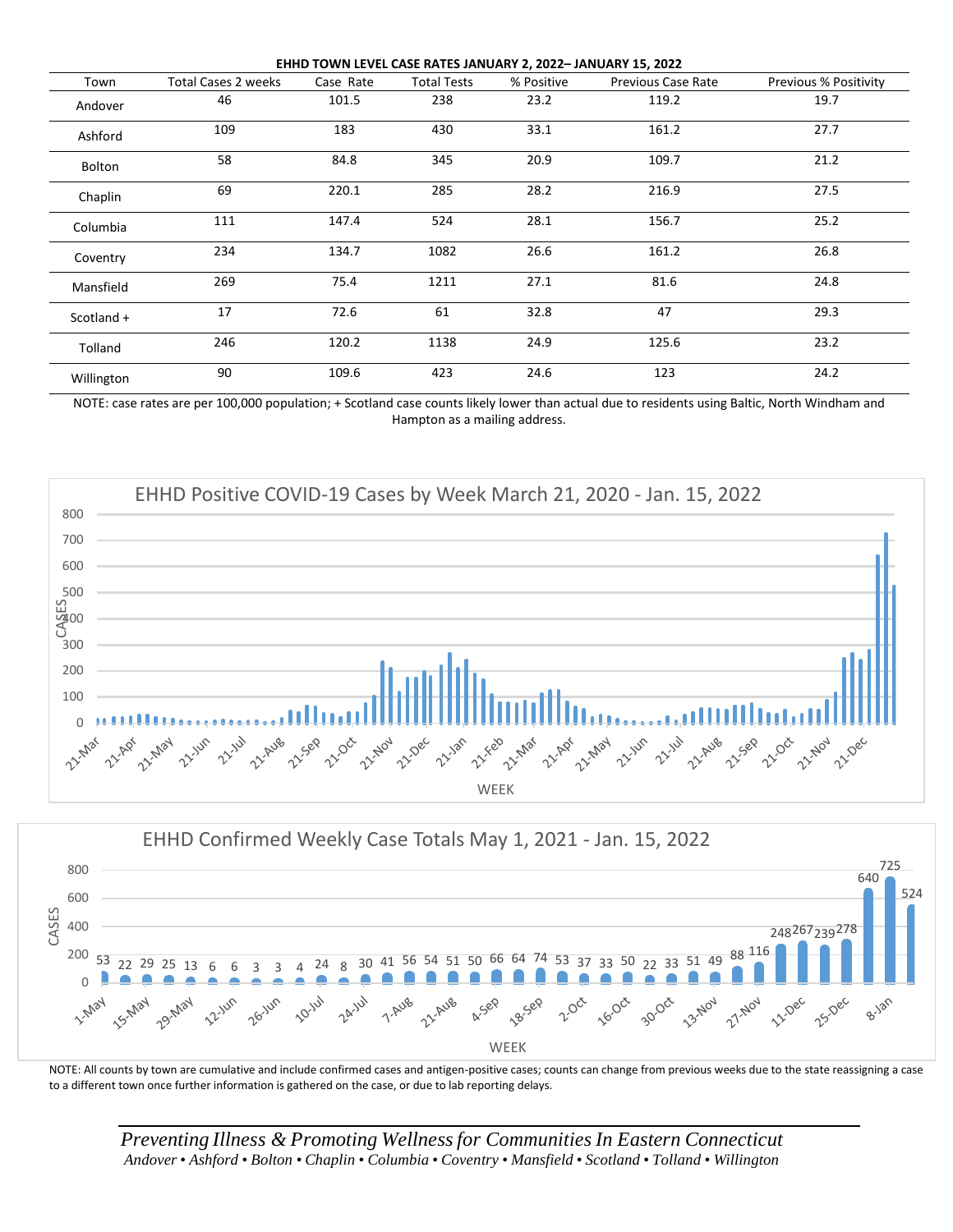**EHHD TOWN LEVEL CASE RATES JANUARY 2, 2022– JANUARY 15, 2022**

| Town | Total Cases 2 weeks | Case Rate | Total Tests | % Positive | Previous Case Rate | Previous % Positivity |
|---|---|---|---|---|---|---|
| Andover | 46 | 101.5 | 238 | 23.2 | 119.2 | 19.7 |
| Ashford | 109 | 183 | 430 | 33.1 | 161.2 | 27.7 |
| Bolton | 58 | 84.8 | 345 | 20.9 | 109.7 | 21.2 |
| Chaplin | 69 | 220.1 | 285 | 28.2 | 216.9 | 27.5 |
| Columbia | 111 | 147.4 | 524 | 28.1 | 156.7 | 25.2 |
| Coventry | 234 | 134.7 | 1082 | 26.6 | 161.2 | 26.8 |
| Mansfield | 269 | 75.4 | 1211 | 27.1 | 81.6 | 24.8 |
| Scotland + | 17 | 72.6 | 61 | 32.8 | 47 | 29.3 |
| Tolland | 246 | 120.2 | 1138 | 24.9 | 125.6 | 23.2 |
| Willington | 90 | 109.6 | 423 | 24.6 | 123 | 24.2 |

NOTE: case rates are per 100,000 population; + Scotland case counts likely lower than actual due to residents using Baltic, North Windham and Hampton as a mailing address.

EHHD Positive COVID-19 Cases by Week March 21, 2020 - Jan. 15, 2022

CASES

800
700
600
500
400
300
200
100
0

21-Mar 21-Apr 21-May 21-Jun 21-Jul 21-Aug 21-Sep 21-Oct 21-Nov 21-Dec 21-Jan 21-Feb 21-Mar 21-Apr 21-May 21-Jun 21-Jul 21-Aug 21-Sep 21-Oct 21-Nov 21-Dec

WEEK

EHHD Confirmed Weekly Case Totals May 1, 2021 - Jan. 15, 2022

CASES

800
600
400
200
0

53 22 29 25 13 6 6 3 3 4 24 8 30 41 56 54 51 50 66 64 74 53 37 33 50 22 33 51 49 88 116 248 267 239 278 640 725 524

1-May 15-May 29-May 12-Jun 26-Jun 10-Jul 24-Jul 7-Aug 21-Aug 4-Sep 18-Sep 2-Oct 16-Oct 30-Oct 13-Nov 27-Nov 11-Dec 25-Dec 8-Jan

WEEK

NOTE: All counts by town are cumulative and include confirmed cases and antigen-positive cases; counts can change from previous weeks due to the state reassigning a case to a different town once further information is gathered on the case, or due to lab reporting delays.

*Preventing Illness & Promoting Wellness for Communities In Eastern Connecticut*
*Andover • Ashford • Bolton • Chaplin • Columbia • Coventry • Mansfield • Scotland • Tolland • Willington*